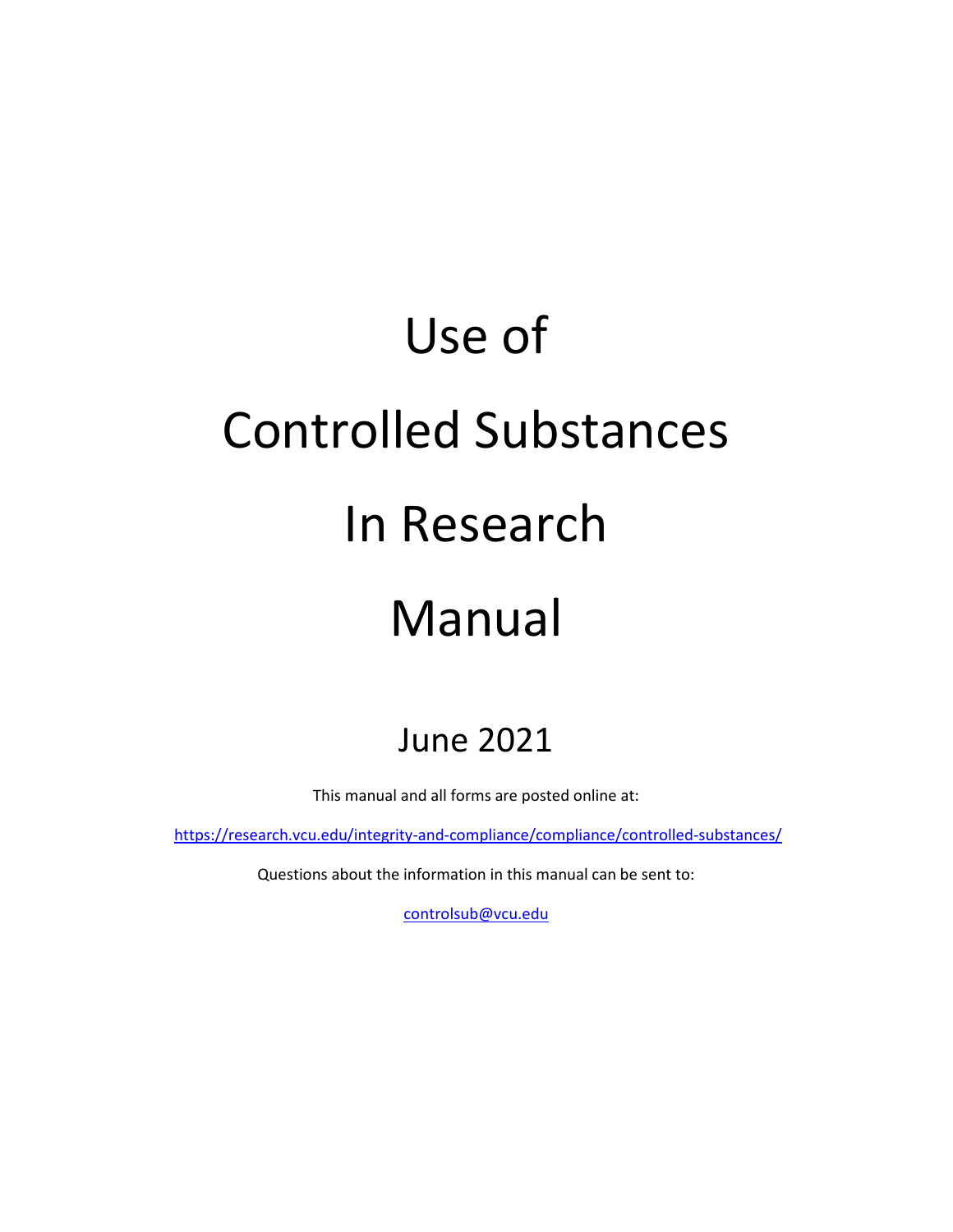# Use of Controlled Substances In Research Manual

## June 2021

This manual and all forms are posted online at:

https://research.vcu.edu/integrity-and-compliance/compliance/controlled-substances/

Questions about the information in this manual can be sent to:

controlsub@vcu.edu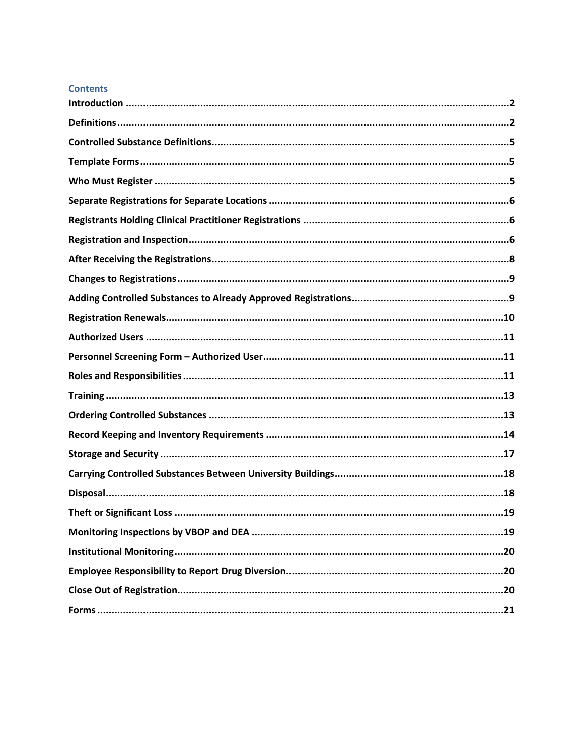## Contents

**Introduction** .......... 2

**Definitions** .......... 2

**Controlled Substance Definitions** .......... 5

**Template Forms** .......... 5

**Who Must Register** .......... 5

**Separate Registrations for Separate Locations** .......... 6

**Registrants Holding Clinical Practitioner Registrations** .......... 6

**Registration and Inspection** .......... 6

**After Receiving the Registrations** .......... 8

**Changes to Registrations** .......... 9

**Adding Controlled Substances to Already Approved Registrations** .......... 9

**Registration Renewals** .......... 10

**Authorized Users** .......... 11

**Personnel Screening Form – Authorized User** .......... 11

**Roles and Responsibilities** .......... 11

**Training** .......... 13

**Ordering Controlled Substances** .......... 13

**Record Keeping and Inventory Requirements** .......... 14

**Storage and Security** .......... 17

**Carrying Controlled Substances Between University Buildings** .......... 18

**Disposal** .......... 18

**Theft or Significant Loss** .......... 19

**Monitoring Inspections by VBOP and DEA** .......... 19

**Institutional Monitoring** .......... 20

**Employee Responsibility to Report Drug Diversion** .......... 20

**Close Out of Registration** .......... 20

**Forms** .......... 21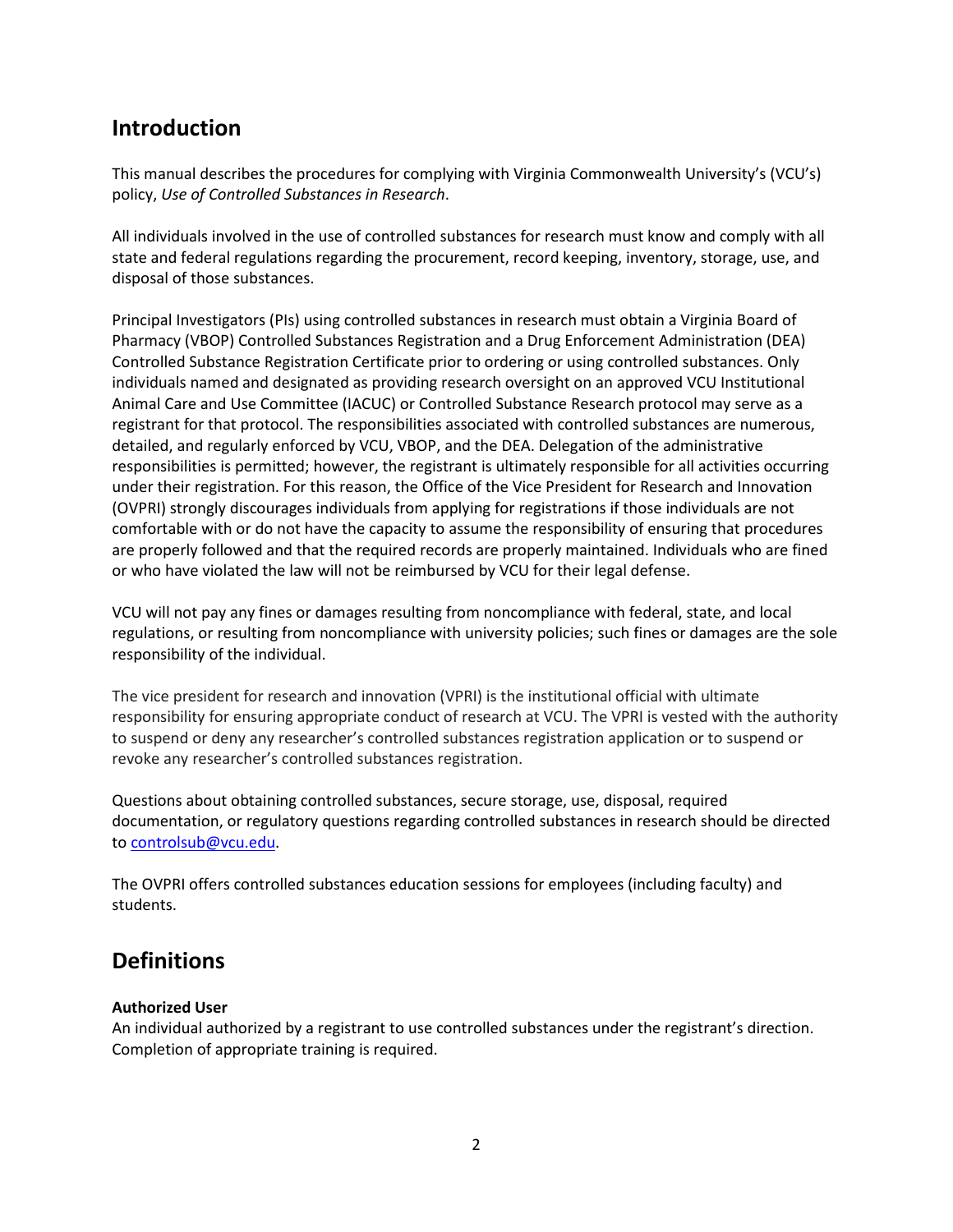## Introduction

This manual describes the procedures for complying with Virginia Commonwealth University's (VCU's) policy, *Use of Controlled Substances in Research*.

All individuals involved in the use of controlled substances for research must know and comply with all state and federal regulations regarding the procurement, record keeping, inventory, storage, use, and disposal of those substances.

Principal Investigators (PIs) using controlled substances in research must obtain a Virginia Board of Pharmacy (VBOP) Controlled Substances Registration and a Drug Enforcement Administration (DEA) Controlled Substance Registration Certificate prior to ordering or using controlled substances. Only individuals named and designated as providing research oversight on an approved VCU Institutional Animal Care and Use Committee (IACUC) or Controlled Substance Research protocol may serve as a registrant for that protocol. The responsibilities associated with controlled substances are numerous, detailed, and regularly enforced by VCU, VBOP, and the DEA. Delegation of the administrative responsibilities is permitted; however, the registrant is ultimately responsible for all activities occurring under their registration. For this reason, the Office of the Vice President for Research and Innovation (OVPRI) strongly discourages individuals from applying for registrations if those individuals are not comfortable with or do not have the capacity to assume the responsibility of ensuring that procedures are properly followed and that the required records are properly maintained. Individuals who are fined or who have violated the law will not be reimbursed by VCU for their legal defense.

VCU will not pay any fines or damages resulting from noncompliance with federal, state, and local regulations, or resulting from noncompliance with university policies; such fines or damages are the sole responsibility of the individual.

The vice president for research and innovation (VPRI) is the institutional official with ultimate responsibility for ensuring appropriate conduct of research at VCU. The VPRI is vested with the authority to suspend or deny any researcher's controlled substances registration application or to suspend or revoke any researcher's controlled substances registration.

Questions about obtaining controlled substances, secure storage, use, disposal, required documentation, or regulatory questions regarding controlled substances in research should be directed to controlsub@vcu.edu.

The OVPRI offers controlled substances education sessions for employees (including faculty) and students.

## Definitions

**Authorized User**
An individual authorized by a registrant to use controlled substances under the registrant's direction. Completion of appropriate training is required.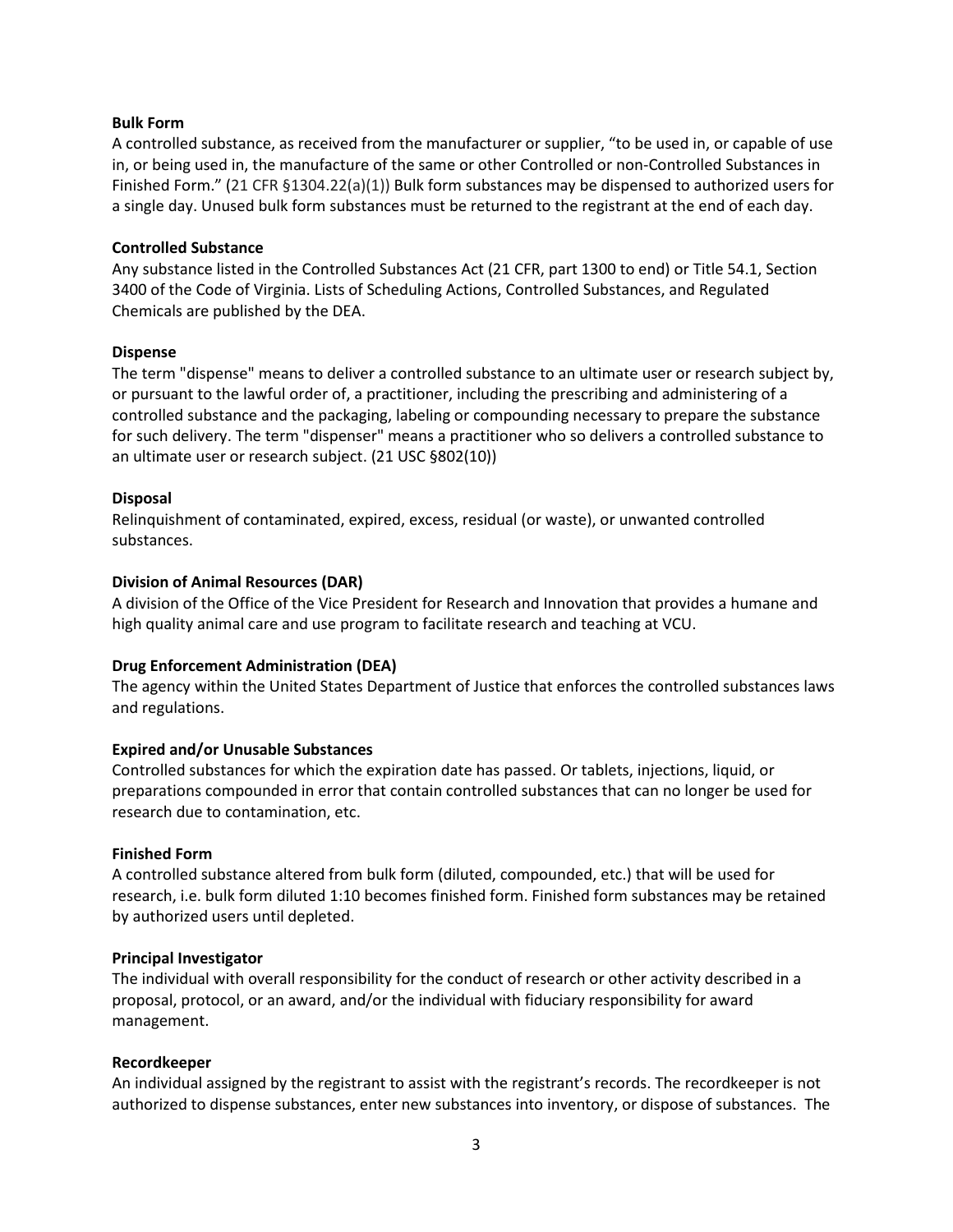**Bulk Form**

A controlled substance, as received from the manufacturer or supplier, "to be used in, or capable of use in, or being used in, the manufacture of the same or other Controlled or non-Controlled Substances in Finished Form." (21 CFR §1304.22(a)(1)) Bulk form substances may be dispensed to authorized users for a single day. Unused bulk form substances must be returned to the registrant at the end of each day.

**Controlled Substance**

Any substance listed in the Controlled Substances Act (21 CFR, part 1300 to end) or Title 54.1, Section 3400 of the Code of Virginia. Lists of Scheduling Actions, Controlled Substances, and Regulated Chemicals are published by the DEA.

**Dispense**

The term "dispense" means to deliver a controlled substance to an ultimate user or research subject by, or pursuant to the lawful order of, a practitioner, including the prescribing and administering of a controlled substance and the packaging, labeling or compounding necessary to prepare the substance for such delivery. The term "dispenser" means a practitioner who so delivers a controlled substance to an ultimate user or research subject. (21 USC §802(10))

**Disposal**

Relinquishment of contaminated, expired, excess, residual (or waste), or unwanted controlled substances.

**Division of Animal Resources (DAR)**

A division of the Office of the Vice President for Research and Innovation that provides a humane and high quality animal care and use program to facilitate research and teaching at VCU.

**Drug Enforcement Administration (DEA)**

The agency within the United States Department of Justice that enforces the controlled substances laws and regulations.

**Expired and/or Unusable Substances**

Controlled substances for which the expiration date has passed. Or tablets, injections, liquid, or preparations compounded in error that contain controlled substances that can no longer be used for research due to contamination, etc.

**Finished Form**

A controlled substance altered from bulk form (diluted, compounded, etc.) that will be used for research, i.e. bulk form diluted 1:10 becomes finished form. Finished form substances may be retained by authorized users until depleted.

**Principal Investigator**

The individual with overall responsibility for the conduct of research or other activity described in a proposal, protocol, or an award, and/or the individual with fiduciary responsibility for award management.

**Recordkeeper**

An individual assigned by the registrant to assist with the registrant's records. The recordkeeper is not authorized to dispense substances, enter new substances into inventory, or dispose of substances. The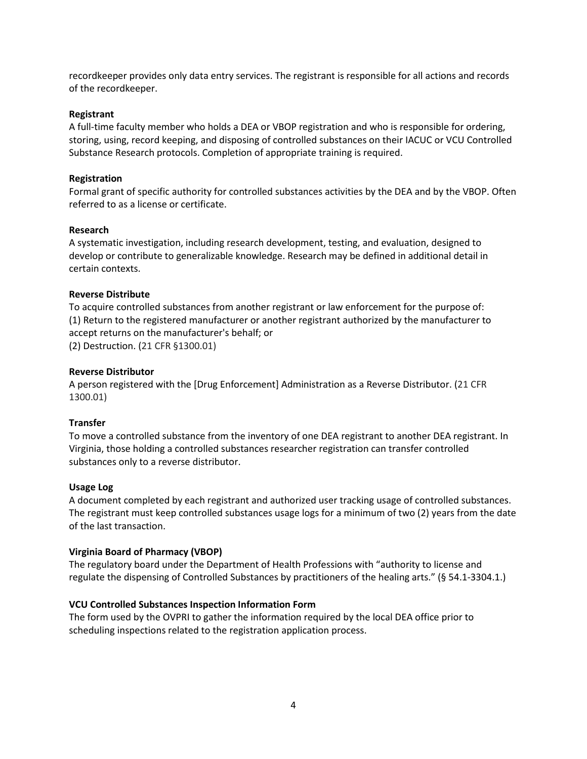recordkeeper provides only data entry services. The registrant is responsible for all actions and records of the recordkeeper.

**Registrant**
A full-time faculty member who holds a DEA or VBOP registration and who is responsible for ordering, storing, using, record keeping, and disposing of controlled substances on their IACUC or VCU Controlled Substance Research protocols. Completion of appropriate training is required.

**Registration**
Formal grant of specific authority for controlled substances activities by the DEA and by the VBOP. Often referred to as a license or certificate.

**Research**
A systematic investigation, including research development, testing, and evaluation, designed to develop or contribute to generalizable knowledge. Research may be defined in additional detail in certain contexts.

**Reverse Distribute**
To acquire controlled substances from another registrant or law enforcement for the purpose of:
(1) Return to the registered manufacturer or another registrant authorized by the manufacturer to accept returns on the manufacturer's behalf; or
(2) Destruction. (21 CFR §1300.01)

**Reverse Distributor**
A person registered with the [Drug Enforcement] Administration as a Reverse Distributor. (21 CFR 1300.01)

**Transfer**
To move a controlled substance from the inventory of one DEA registrant to another DEA registrant. In Virginia, those holding a controlled substances researcher registration can transfer controlled substances only to a reverse distributor.

**Usage Log**
A document completed by each registrant and authorized user tracking usage of controlled substances. The registrant must keep controlled substances usage logs for a minimum of two (2) years from the date of the last transaction.

**Virginia Board of Pharmacy (VBOP)**
The regulatory board under the Department of Health Professions with “authority to license and regulate the dispensing of Controlled Substances by practitioners of the healing arts.” (§ 54.1-3304.1.)

**VCU Controlled Substances Inspection Information Form**
The form used by the OVPRI to gather the information required by the local DEA office prior to scheduling inspections related to the registration application process.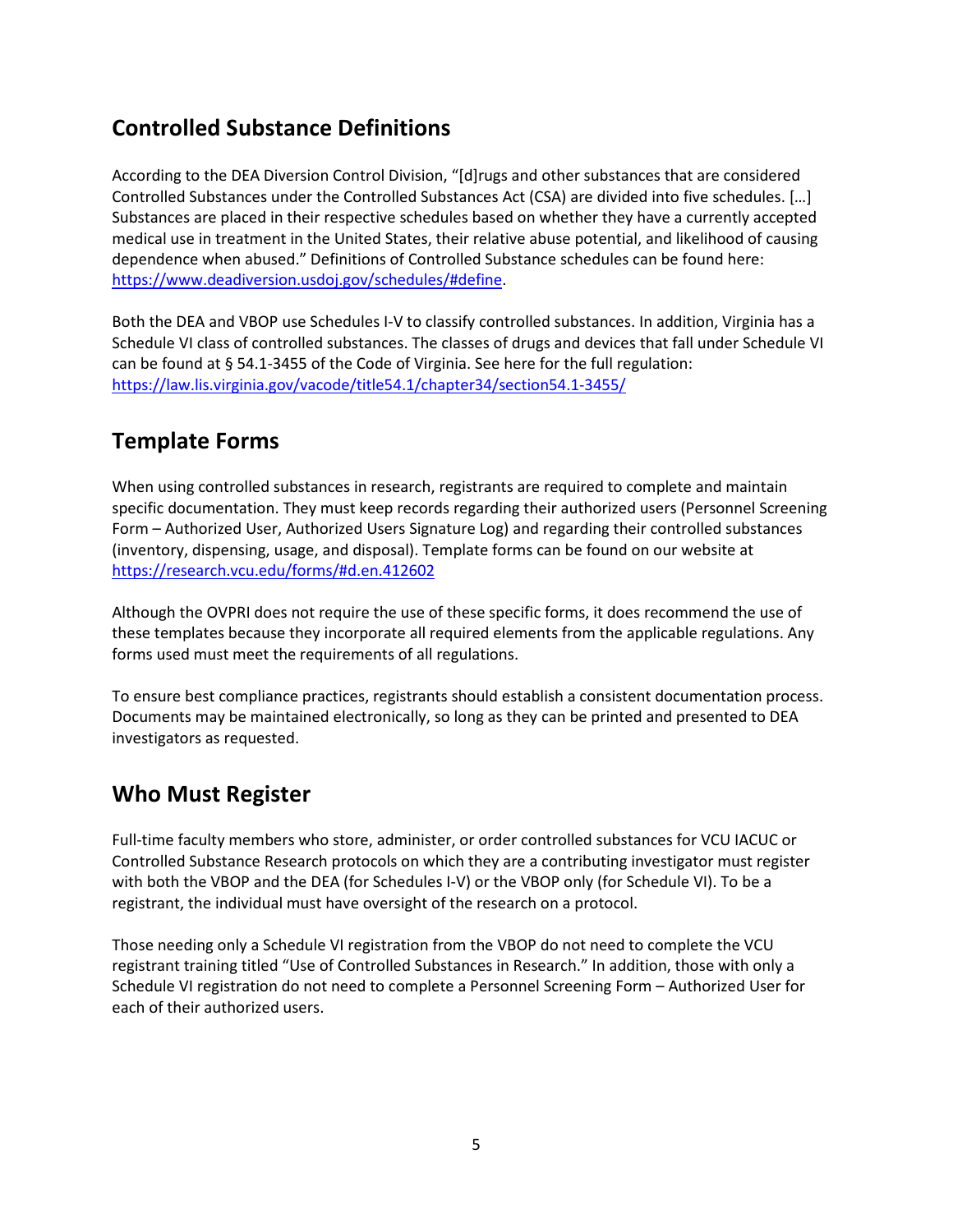## Controlled Substance Definitions

According to the DEA Diversion Control Division, "[d]rugs and other substances that are considered Controlled Substances under the Controlled Substances Act (CSA) are divided into five schedules. […] Substances are placed in their respective schedules based on whether they have a currently accepted medical use in treatment in the United States, their relative abuse potential, and likelihood of causing dependence when abused." Definitions of Controlled Substance schedules can be found here: https://www.deadiversion.usdoj.gov/schedules/#define.

Both the DEA and VBOP use Schedules I-V to classify controlled substances. In addition, Virginia has a Schedule VI class of controlled substances. The classes of drugs and devices that fall under Schedule VI can be found at § 54.1-3455 of the Code of Virginia. See here for the full regulation: https://law.lis.virginia.gov/vacode/title54.1/chapter34/section54.1-3455/

## Template Forms

When using controlled substances in research, registrants are required to complete and maintain specific documentation. They must keep records regarding their authorized users (Personnel Screening Form – Authorized User, Authorized Users Signature Log) and regarding their controlled substances (inventory, dispensing, usage, and disposal). Template forms can be found on our website at https://research.vcu.edu/forms/#d.en.412602

Although the OVPRI does not require the use of these specific forms, it does recommend the use of these templates because they incorporate all required elements from the applicable regulations. Any forms used must meet the requirements of all regulations.

To ensure best compliance practices, registrants should establish a consistent documentation process. Documents may be maintained electronically, so long as they can be printed and presented to DEA investigators as requested.

## Who Must Register

Full-time faculty members who store, administer, or order controlled substances for VCU IACUC or Controlled Substance Research protocols on which they are a contributing investigator must register with both the VBOP and the DEA (for Schedules I-V) or the VBOP only (for Schedule VI). To be a registrant, the individual must have oversight of the research on a protocol.

Those needing only a Schedule VI registration from the VBOP do not need to complete the VCU registrant training titled "Use of Controlled Substances in Research." In addition, those with only a Schedule VI registration do not need to complete a Personnel Screening Form – Authorized User for each of their authorized users.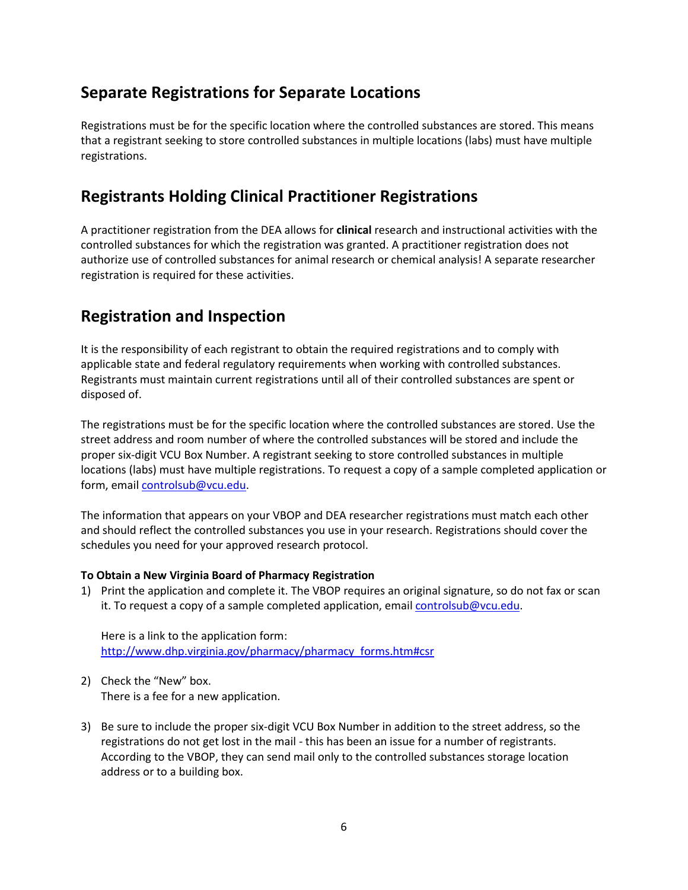## Separate Registrations for Separate Locations

Registrations must be for the specific location where the controlled substances are stored. This means that a registrant seeking to store controlled substances in multiple locations (labs) must have multiple registrations.

## Registrants Holding Clinical Practitioner Registrations

A practitioner registration from the DEA allows for **clinical** research and instructional activities with the controlled substances for which the registration was granted. A practitioner registration does not authorize use of controlled substances for animal research or chemical analysis! A separate researcher registration is required for these activities.

## Registration and Inspection

It is the responsibility of each registrant to obtain the required registrations and to comply with applicable state and federal regulatory requirements when working with controlled substances. Registrants must maintain current registrations until all of their controlled substances are spent or disposed of.

The registrations must be for the specific location where the controlled substances are stored. Use the street address and room number of where the controlled substances will be stored and include the proper six-digit VCU Box Number. A registrant seeking to store controlled substances in multiple locations (labs) must have multiple registrations. To request a copy of a sample completed application or form, email controlsub@vcu.edu.

The information that appears on your VBOP and DEA researcher registrations must match each other and should reflect the controlled substances you use in your research. Registrations should cover the schedules you need for your approved research protocol.

**To Obtain a New Virginia Board of Pharmacy Registration**

1) Print the application and complete it. The VBOP requires an original signature, so do not fax or scan it. To request a copy of a sample completed application, email controlsub@vcu.edu.

   Here is a link to the application form:
   http://www.dhp.virginia.gov/pharmacy/pharmacy_forms.htm#csr

2) Check the "New" box.
   There is a fee for a new application.

3) Be sure to include the proper six-digit VCU Box Number in addition to the street address, so the registrations do not get lost in the mail - this has been an issue for a number of registrants. According to the VBOP, they can send mail only to the controlled substances storage location address or to a building box.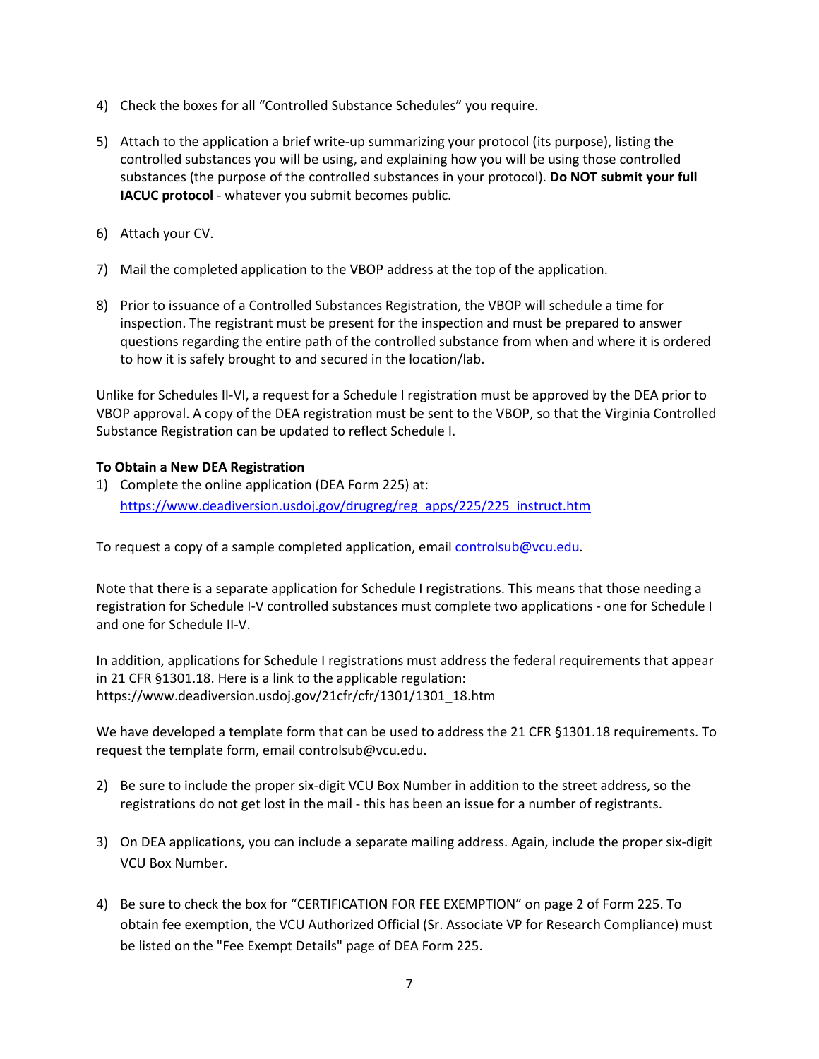4) Check the boxes for all "Controlled Substance Schedules" you require.

5) Attach to the application a brief write-up summarizing your protocol (its purpose), listing the controlled substances you will be using, and explaining how you will be using those controlled substances (the purpose of the controlled substances in your protocol). **Do NOT submit your full IACUC protocol** - whatever you submit becomes public.

6) Attach your CV.

7) Mail the completed application to the VBOP address at the top of the application.

8) Prior to issuance of a Controlled Substances Registration, the VBOP will schedule a time for inspection. The registrant must be present for the inspection and must be prepared to answer questions regarding the entire path of the controlled substance from when and where it is ordered to how it is safely brought to and secured in the location/lab.

Unlike for Schedules II-VI, a request for a Schedule I registration must be approved by the DEA prior to VBOP approval. A copy of the DEA registration must be sent to the VBOP, so that the Virginia Controlled Substance Registration can be updated to reflect Schedule I.

**To Obtain a New DEA Registration**

1) Complete the online application (DEA Form 225) at: [https://www.deadiversion.usdoj.gov/drugreg/reg_apps/225/225_instruct.htm](https://www.deadiversion.usdoj.gov/drugreg/reg_apps/225/225_instruct.htm)

To request a copy of a sample completed application, email [controlsub@vcu.edu](mailto:controlsub@vcu.edu).

Note that there is a separate application for Schedule I registrations. This means that those needing a registration for Schedule I-V controlled substances must complete two applications - one for Schedule I and one for Schedule II-V.

In addition, applications for Schedule I registrations must address the federal requirements that appear in 21 CFR §1301.18. Here is a link to the applicable regulation: https://www.deadiversion.usdoj.gov/21cfr/cfr/1301/1301_18.htm

We have developed a template form that can be used to address the 21 CFR §1301.18 requirements. To request the template form, email controlsub@vcu.edu.

2) Be sure to include the proper six-digit VCU Box Number in addition to the street address, so the registrations do not get lost in the mail - this has been an issue for a number of registrants.

3) On DEA applications, you can include a separate mailing address. Again, include the proper six-digit VCU Box Number.

4) Be sure to check the box for "CERTIFICATION FOR FEE EXEMPTION" on page 2 of Form 225. To obtain fee exemption, the VCU Authorized Official (Sr. Associate VP for Research Compliance) must be listed on the "Fee Exempt Details" page of DEA Form 225.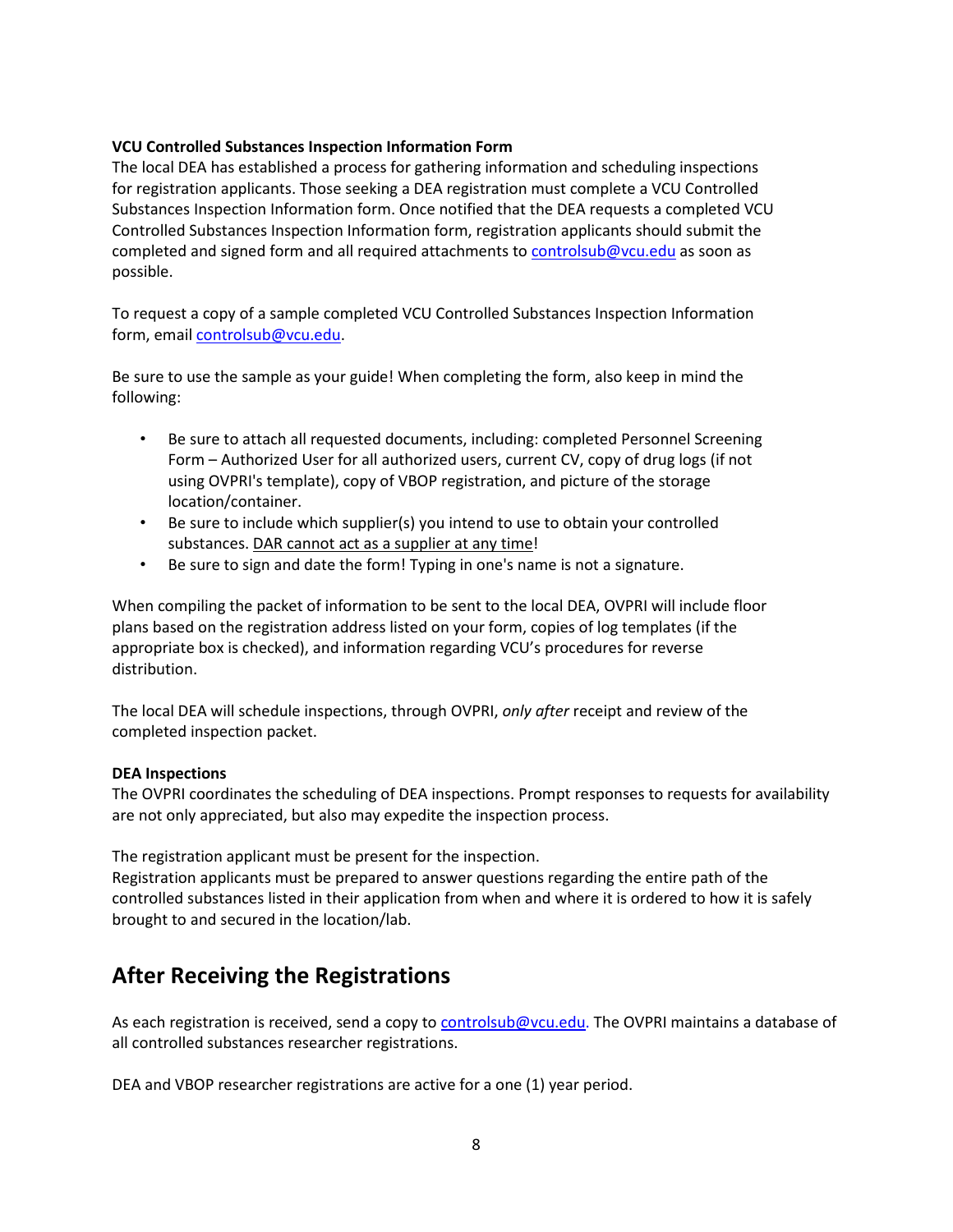**VCU Controlled Substances Inspection Information Form**

The local DEA has established a process for gathering information and scheduling inspections for registration applicants. Those seeking a DEA registration must complete a VCU Controlled Substances Inspection Information form. Once notified that the DEA requests a completed VCU Controlled Substances Inspection Information form, registration applicants should submit the completed and signed form and all required attachments to controlsub@vcu.edu as soon as possible.

To request a copy of a sample completed VCU Controlled Substances Inspection Information form, email controlsub@vcu.edu.

Be sure to use the sample as your guide! When completing the form, also keep in mind the following:

- Be sure to attach all requested documents, including: completed Personnel Screening Form – Authorized User for all authorized users, current CV, copy of drug logs (if not using OVPRI's template), copy of VBOP registration, and picture of the storage location/container.
- Be sure to include which supplier(s) you intend to use to obtain your controlled substances. DAR cannot act as a supplier at any time!
- Be sure to sign and date the form! Typing in one's name is not a signature.

When compiling the packet of information to be sent to the local DEA, OVPRI will include floor plans based on the registration address listed on your form, copies of log templates (if the appropriate box is checked), and information regarding VCU's procedures for reverse distribution.

The local DEA will schedule inspections, through OVPRI, *only after* receipt and review of the completed inspection packet.

**DEA Inspections**

The OVPRI coordinates the scheduling of DEA inspections. Prompt responses to requests for availability are not only appreciated, but also may expedite the inspection process.

The registration applicant must be present for the inspection.
Registration applicants must be prepared to answer questions regarding the entire path of the controlled substances listed in their application from when and where it is ordered to how it is safely brought to and secured in the location/lab.

## After Receiving the Registrations

As each registration is received, send a copy to controlsub@vcu.edu. The OVPRI maintains a database of all controlled substances researcher registrations.

DEA and VBOP researcher registrations are active for a one (1) year period.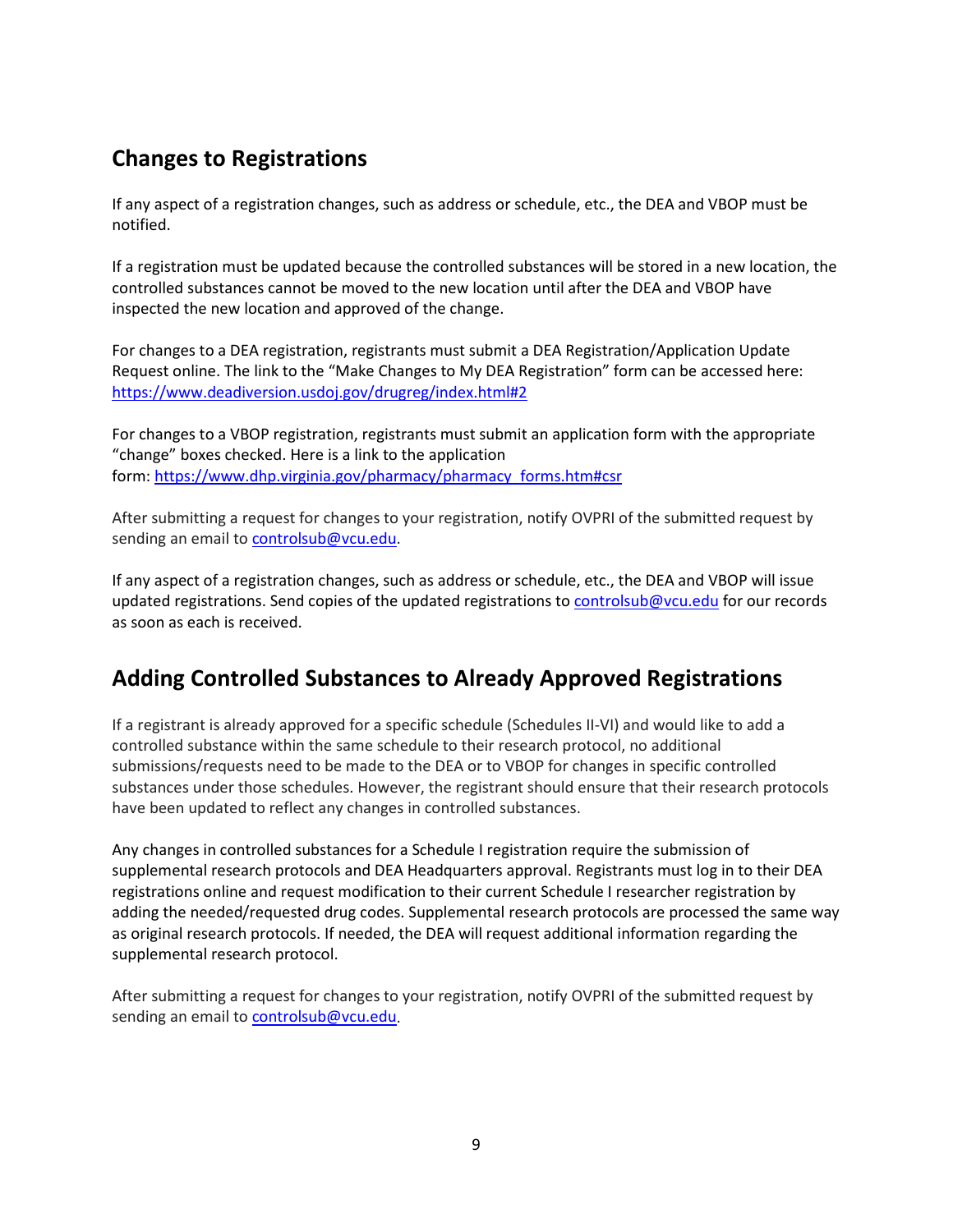## Changes to Registrations

If any aspect of a registration changes, such as address or schedule, etc., the DEA and VBOP must be notified.

If a registration must be updated because the controlled substances will be stored in a new location, the controlled substances cannot be moved to the new location until after the DEA and VBOP have inspected the new location and approved of the change.

For changes to a DEA registration, registrants must submit a DEA Registration/Application Update Request online. The link to the "Make Changes to My DEA Registration" form can be accessed here: [https://www.deadiversion.usdoj.gov/drugreg/index.html#2](https://www.deadiversion.usdoj.gov/drugreg/index.html#2)

For changes to a VBOP registration, registrants must submit an application form with the appropriate "change" boxes checked. Here is a link to the application form: [https://www.dhp.virginia.gov/pharmacy/pharmacy_forms.htm#csr](https://www.dhp.virginia.gov/pharmacy/pharmacy_forms.htm#csr)

After submitting a request for changes to your registration, notify OVPRI of the submitted request by sending an email to [controlsub@vcu.edu](mailto:controlsub@vcu.edu).

If any aspect of a registration changes, such as address or schedule, etc., the DEA and VBOP will issue updated registrations. Send copies of the updated registrations to [controlsub@vcu.edu](mailto:controlsub@vcu.edu) for our records as soon as each is received.

## Adding Controlled Substances to Already Approved Registrations

If a registrant is already approved for a specific schedule (Schedules II-VI) and would like to add a controlled substance within the same schedule to their research protocol, no additional submissions/requests need to be made to the DEA or to VBOP for changes in specific controlled substances under those schedules. However, the registrant should ensure that their research protocols have been updated to reflect any changes in controlled substances.

Any changes in controlled substances for a Schedule I registration require the submission of supplemental research protocols and DEA Headquarters approval. Registrants must log in to their DEA registrations online and request modification to their current Schedule I researcher registration by adding the needed/requested drug codes. Supplemental research protocols are processed the same way as original research protocols. If needed, the DEA will request additional information regarding the supplemental research protocol.

After submitting a request for changes to your registration, notify OVPRI of the submitted request by sending an email to [controlsub@vcu.edu](mailto:controlsub@vcu.edu).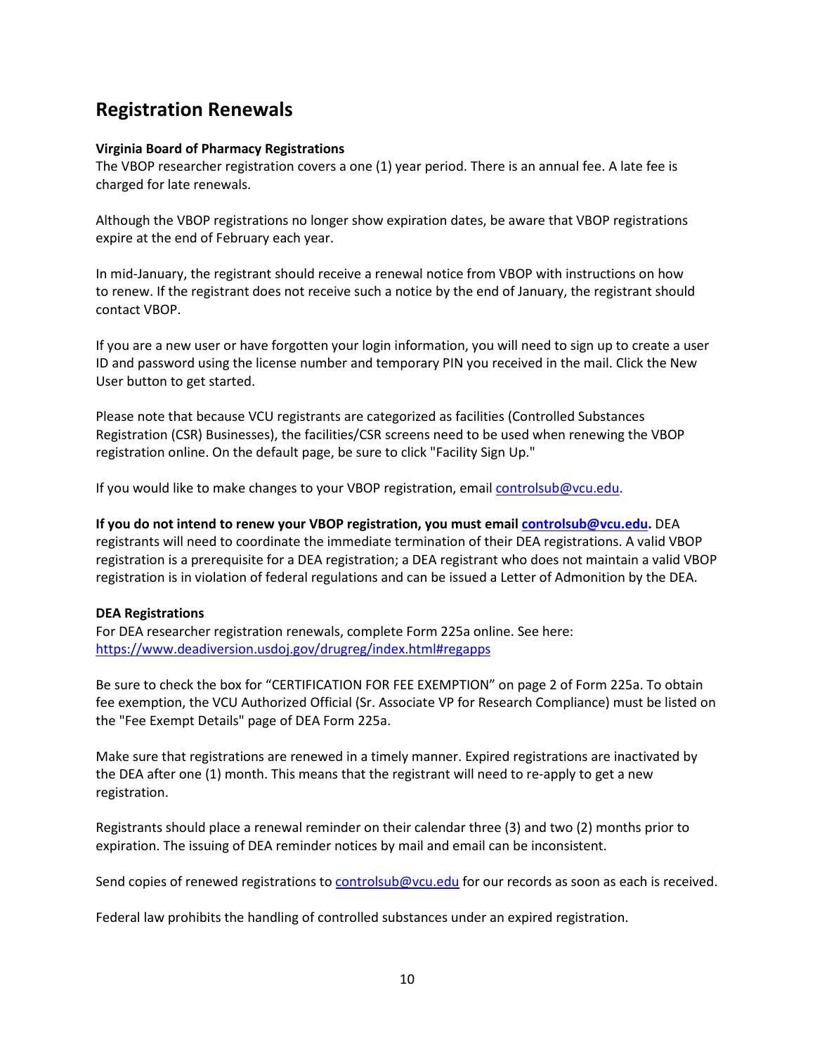## Registration Renewals

**Virginia Board of Pharmacy Registrations**

The VBOP researcher registration covers a one (1) year period. There is an annual fee. A late fee is charged for late renewals.

Although the VBOP registrations no longer show expiration dates, be aware that VBOP registrations expire at the end of February each year.

In mid-January, the registrant should receive a renewal notice from VBOP with instructions on how to renew. If the registrant does not receive such a notice by the end of January, the registrant should contact VBOP.

If you are a new user or have forgotten your login information, you will need to sign up to create a user ID and password using the license number and temporary PIN you received in the mail. Click the New User button to get started.

Please note that because VCU registrants are categorized as facilities (Controlled Substances Registration (CSR) Businesses), the facilities/CSR screens need to be used when renewing the VBOP registration online. On the default page, be sure to click "Facility Sign Up."

If you would like to make changes to your VBOP registration, email controlsub@vcu.edu.

**If you do not intend to renew your VBOP registration, you must email controlsub@vcu.edu.** DEA registrants will need to coordinate the immediate termination of their DEA registrations. A valid VBOP registration is a prerequisite for a DEA registration; a DEA registrant who does not maintain a valid VBOP registration is in violation of federal regulations and can be issued a Letter of Admonition by the DEA.

**DEA Registrations**

For DEA researcher registration renewals, complete Form 225a online. See here: https://www.deadiversion.usdoj.gov/drugreg/index.html#regapps

Be sure to check the box for "CERTIFICATION FOR FEE EXEMPTION" on page 2 of Form 225a. To obtain fee exemption, the VCU Authorized Official (Sr. Associate VP for Research Compliance) must be listed on the "Fee Exempt Details" page of DEA Form 225a.

Make sure that registrations are renewed in a timely manner. Expired registrations are inactivated by the DEA after one (1) month. This means that the registrant will need to re-apply to get a new registration.

Registrants should place a renewal reminder on their calendar three (3) and two (2) months prior to expiration. The issuing of DEA reminder notices by mail and email can be inconsistent.

Send copies of renewed registrations to controlsub@vcu.edu for our records as soon as each is received.

Federal law prohibits the handling of controlled substances under an expired registration.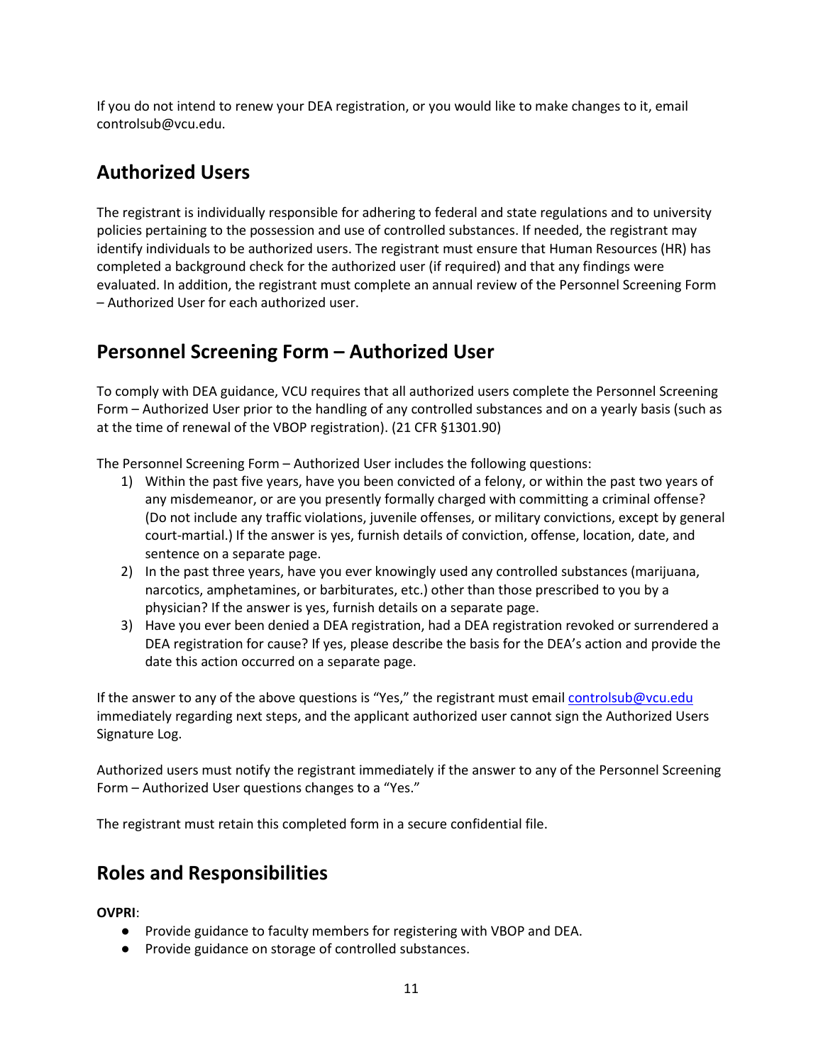If you do not intend to renew your DEA registration, or you would like to make changes to it, email controlsub@vcu.edu.

## Authorized Users

The registrant is individually responsible for adhering to federal and state regulations and to university policies pertaining to the possession and use of controlled substances. If needed, the registrant may identify individuals to be authorized users. The registrant must ensure that Human Resources (HR) has completed a background check for the authorized user (if required) and that any findings were evaluated. In addition, the registrant must complete an annual review of the Personnel Screening Form – Authorized User for each authorized user.

## Personnel Screening Form – Authorized User

To comply with DEA guidance, VCU requires that all authorized users complete the Personnel Screening Form – Authorized User prior to the handling of any controlled substances and on a yearly basis (such as at the time of renewal of the VBOP registration). (21 CFR §1301.90)

The Personnel Screening Form – Authorized User includes the following questions:

1) Within the past five years, have you been convicted of a felony, or within the past two years of any misdemeanor, or are you presently formally charged with committing a criminal offense? (Do not include any traffic violations, juvenile offenses, or military convictions, except by general court-martial.) If the answer is yes, furnish details of conviction, offense, location, date, and sentence on a separate page.
2) In the past three years, have you ever knowingly used any controlled substances (marijuana, narcotics, amphetamines, or barbiturates, etc.) other than those prescribed to you by a physician? If the answer is yes, furnish details on a separate page.
3) Have you ever been denied a DEA registration, had a DEA registration revoked or surrendered a DEA registration for cause? If yes, please describe the basis for the DEA's action and provide the date this action occurred on a separate page.

If the answer to any of the above questions is "Yes," the registrant must email controlsub@vcu.edu immediately regarding next steps, and the applicant authorized user cannot sign the Authorized Users Signature Log.

Authorized users must notify the registrant immediately if the answer to any of the Personnel Screening Form – Authorized User questions changes to a "Yes."

The registrant must retain this completed form in a secure confidential file.

## Roles and Responsibilities

**OVPRI**:

- Provide guidance to faculty members for registering with VBOP and DEA.
- Provide guidance on storage of controlled substances.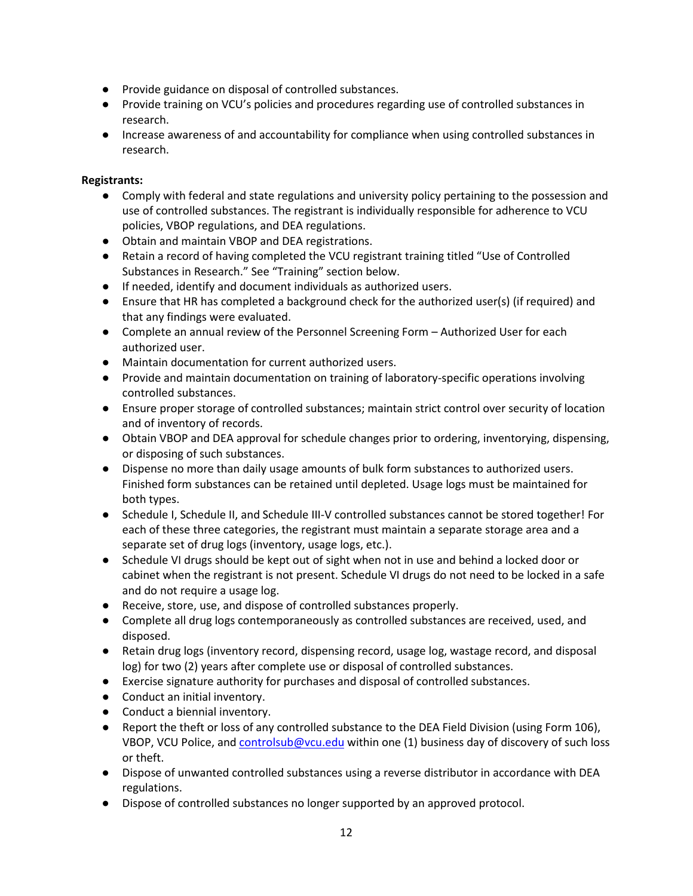- Provide guidance on disposal of controlled substances.
- Provide training on VCU's policies and procedures regarding use of controlled substances in research.
- Increase awareness of and accountability for compliance when using controlled substances in research.

**Registrants:**

- Comply with federal and state regulations and university policy pertaining to the possession and use of controlled substances. The registrant is individually responsible for adherence to VCU policies, VBOP regulations, and DEA regulations.
- Obtain and maintain VBOP and DEA registrations.
- Retain a record of having completed the VCU registrant training titled "Use of Controlled Substances in Research." See "Training" section below.
- If needed, identify and document individuals as authorized users.
- Ensure that HR has completed a background check for the authorized user(s) (if required) and that any findings were evaluated.
- Complete an annual review of the Personnel Screening Form – Authorized User for each authorized user.
- Maintain documentation for current authorized users.
- Provide and maintain documentation on training of laboratory-specific operations involving controlled substances.
- Ensure proper storage of controlled substances; maintain strict control over security of location and of inventory of records.
- Obtain VBOP and DEA approval for schedule changes prior to ordering, inventorying, dispensing, or disposing of such substances.
- Dispense no more than daily usage amounts of bulk form substances to authorized users. Finished form substances can be retained until depleted. Usage logs must be maintained for both types.
- Schedule I, Schedule II, and Schedule III-V controlled substances cannot be stored together! For each of these three categories, the registrant must maintain a separate storage area and a separate set of drug logs (inventory, usage logs, etc.).
- Schedule VI drugs should be kept out of sight when not in use and behind a locked door or cabinet when the registrant is not present. Schedule VI drugs do not need to be locked in a safe and do not require a usage log.
- Receive, store, use, and dispose of controlled substances properly.
- Complete all drug logs contemporaneously as controlled substances are received, used, and disposed.
- Retain drug logs (inventory record, dispensing record, usage log, wastage record, and disposal log) for two (2) years after complete use or disposal of controlled substances.
- Exercise signature authority for purchases and disposal of controlled substances.
- Conduct an initial inventory.
- Conduct a biennial inventory.
- Report the theft or loss of any controlled substance to the DEA Field Division (using Form 106), VBOP, VCU Police, and controlsub@vcu.edu within one (1) business day of discovery of such loss or theft.
- Dispose of unwanted controlled substances using a reverse distributor in accordance with DEA regulations.
- Dispose of controlled substances no longer supported by an approved protocol.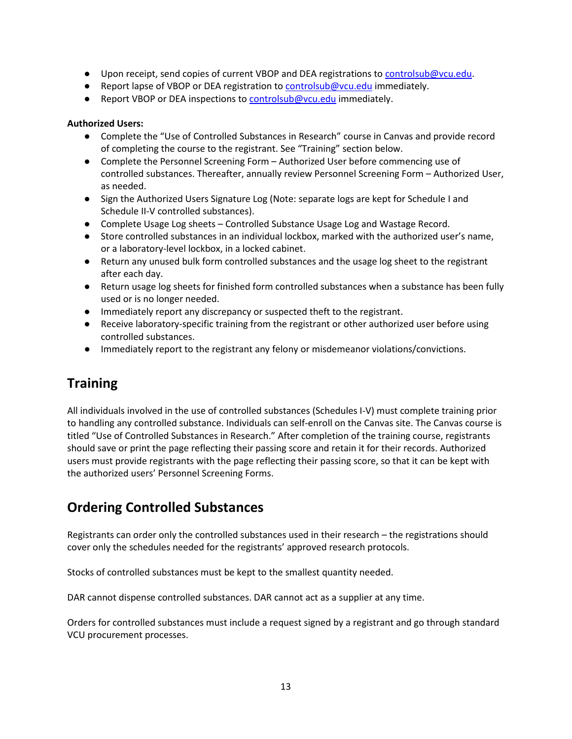- Upon receipt, send copies of current VBOP and DEA registrations to controlsub@vcu.edu.
- Report lapse of VBOP or DEA registration to controlsub@vcu.edu immediately.
- Report VBOP or DEA inspections to controlsub@vcu.edu immediately.

**Authorized Users:**

- Complete the "Use of Controlled Substances in Research" course in Canvas and provide record of completing the course to the registrant. See "Training" section below.
- Complete the Personnel Screening Form – Authorized User before commencing use of controlled substances. Thereafter, annually review Personnel Screening Form – Authorized User, as needed.
- Sign the Authorized Users Signature Log (Note: separate logs are kept for Schedule I and Schedule II-V controlled substances).
- Complete Usage Log sheets – Controlled Substance Usage Log and Wastage Record.
- Store controlled substances in an individual lockbox, marked with the authorized user's name, or a laboratory-level lockbox, in a locked cabinet.
- Return any unused bulk form controlled substances and the usage log sheet to the registrant after each day.
- Return usage log sheets for finished form controlled substances when a substance has been fully used or is no longer needed.
- Immediately report any discrepancy or suspected theft to the registrant.
- Receive laboratory-specific training from the registrant or other authorized user before using controlled substances.
- Immediately report to the registrant any felony or misdemeanor violations/convictions.

## Training

All individuals involved in the use of controlled substances (Schedules I-V) must complete training prior to handling any controlled substance. Individuals can self-enroll on the Canvas site. The Canvas course is titled "Use of Controlled Substances in Research." After completion of the training course, registrants should save or print the page reflecting their passing score and retain it for their records. Authorized users must provide registrants with the page reflecting their passing score, so that it can be kept with the authorized users' Personnel Screening Forms.

## Ordering Controlled Substances

Registrants can order only the controlled substances used in their research – the registrations should cover only the schedules needed for the registrants' approved research protocols.

Stocks of controlled substances must be kept to the smallest quantity needed.

DAR cannot dispense controlled substances. DAR cannot act as a supplier at any time.

Orders for controlled substances must include a request signed by a registrant and go through standard VCU procurement processes.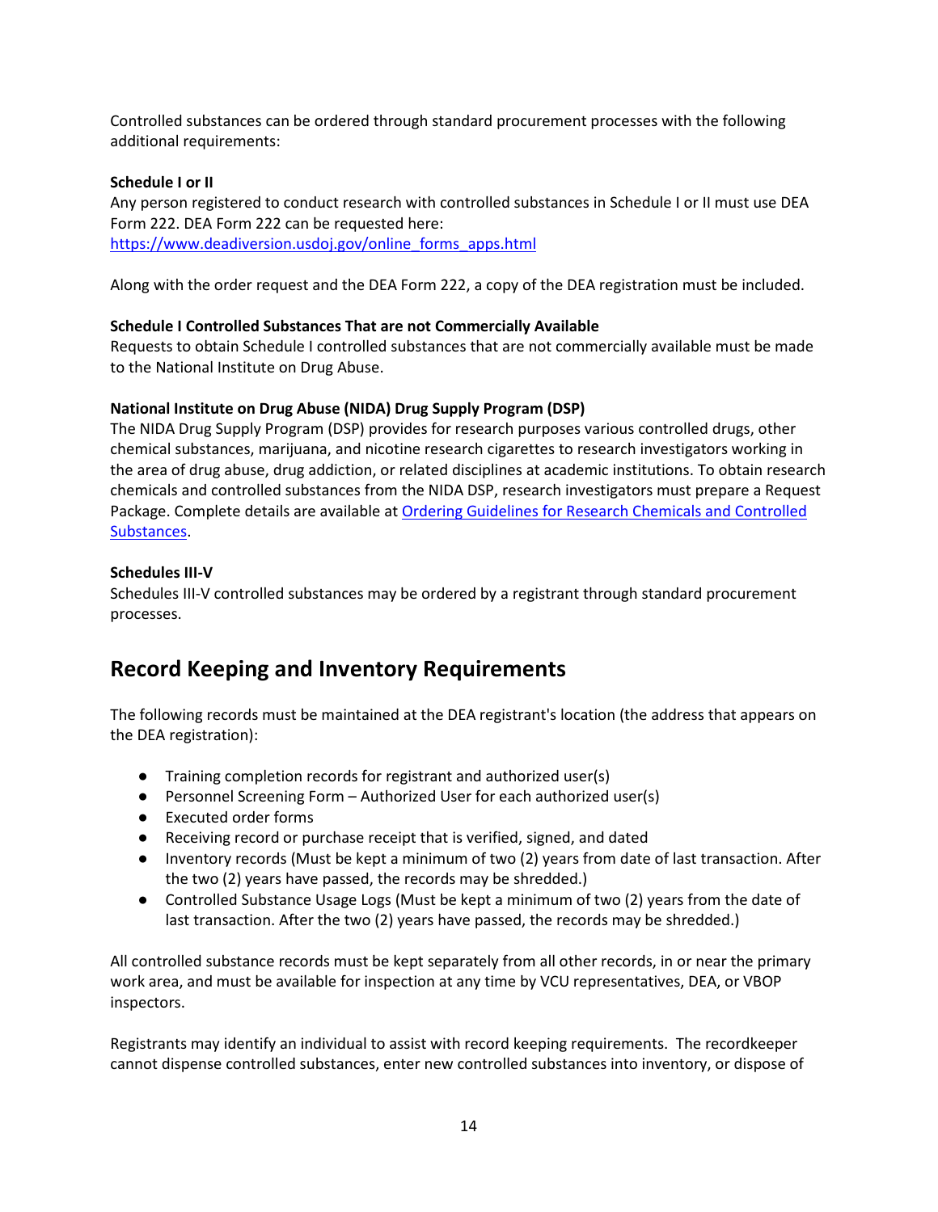Controlled substances can be ordered through standard procurement processes with the following additional requirements:

**Schedule I or II**
Any person registered to conduct research with controlled substances in Schedule I or II must use DEA Form 222. DEA Form 222 can be requested here:
[https://www.deadiversion.usdoj.gov/online_forms_apps.html](https://www.deadiversion.usdoj.gov/online_forms_apps.html)

Along with the order request and the DEA Form 222, a copy of the DEA registration must be included.

**Schedule I Controlled Substances That are not Commercially Available**
Requests to obtain Schedule I controlled substances that are not commercially available must be made to the National Institute on Drug Abuse.

**National Institute on Drug Abuse (NIDA) Drug Supply Program (DSP)**
The NIDA Drug Supply Program (DSP) provides for research purposes various controlled drugs, other chemical substances, marijuana, and nicotine research cigarettes to research investigators working in the area of drug abuse, drug addiction, or related disciplines at academic institutions. To obtain research chemicals and controlled substances from the NIDA DSP, research investigators must prepare a Request Package. Complete details are available at Ordering Guidelines for Research Chemicals and Controlled Substances.

**Schedules III-V**
Schedules III-V controlled substances may be ordered by a registrant through standard procurement processes.

## Record Keeping and Inventory Requirements

The following records must be maintained at the DEA registrant's location (the address that appears on the DEA registration):

- Training completion records for registrant and authorized user(s)
- Personnel Screening Form – Authorized User for each authorized user(s)
- Executed order forms
- Receiving record or purchase receipt that is verified, signed, and dated
- Inventory records (Must be kept a minimum of two (2) years from date of last transaction. After the two (2) years have passed, the records may be shredded.)
- Controlled Substance Usage Logs (Must be kept a minimum of two (2) years from the date of last transaction. After the two (2) years have passed, the records may be shredded.)

All controlled substance records must be kept separately from all other records, in or near the primary work area, and must be available for inspection at any time by VCU representatives, DEA, or VBOP inspectors.

Registrants may identify an individual to assist with record keeping requirements. The recordkeeper cannot dispense controlled substances, enter new controlled substances into inventory, or dispose of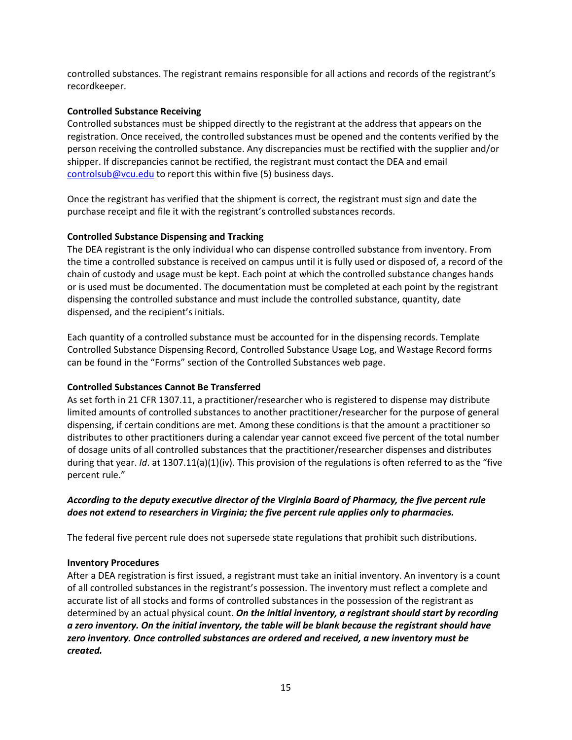controlled substances. The registrant remains responsible for all actions and records of the registrant's recordkeeper.

**Controlled Substance Receiving**

Controlled substances must be shipped directly to the registrant at the address that appears on the registration. Once received, the controlled substances must be opened and the contents verified by the person receiving the controlled substance. Any discrepancies must be rectified with the supplier and/or shipper. If discrepancies cannot be rectified, the registrant must contact the DEA and email controlsub@vcu.edu to report this within five (5) business days.

Once the registrant has verified that the shipment is correct, the registrant must sign and date the purchase receipt and file it with the registrant's controlled substances records.

**Controlled Substance Dispensing and Tracking**

The DEA registrant is the only individual who can dispense controlled substance from inventory. From the time a controlled substance is received on campus until it is fully used or disposed of, a record of the chain of custody and usage must be kept. Each point at which the controlled substance changes hands or is used must be documented. The documentation must be completed at each point by the registrant dispensing the controlled substance and must include the controlled substance, quantity, date dispensed, and the recipient's initials.

Each quantity of a controlled substance must be accounted for in the dispensing records. Template Controlled Substance Dispensing Record, Controlled Substance Usage Log, and Wastage Record forms can be found in the "Forms" section of the Controlled Substances web page.

**Controlled Substances Cannot Be Transferred**

As set forth in 21 CFR 1307.11, a practitioner/researcher who is registered to dispense may distribute limited amounts of controlled substances to another practitioner/researcher for the purpose of general dispensing, if certain conditions are met. Among these conditions is that the amount a practitioner so distributes to other practitioners during a calendar year cannot exceed five percent of the total number of dosage units of all controlled substances that the practitioner/researcher dispenses and distributes during that year. *Id*. at 1307.11(a)(1)(iv). This provision of the regulations is often referred to as the "five percent rule."

***According to the deputy executive director of the Virginia Board of Pharmacy, the five percent rule does not extend to researchers in Virginia; the five percent rule applies only to pharmacies.***

The federal five percent rule does not supersede state regulations that prohibit such distributions.

**Inventory Procedures**

After a DEA registration is first issued, a registrant must take an initial inventory. An inventory is a count of all controlled substances in the registrant's possession. The inventory must reflect a complete and accurate list of all stocks and forms of controlled substances in the possession of the registrant as determined by an actual physical count. ***On the initial inventory, a registrant should start by recording a zero inventory. On the initial inventory, the table will be blank because the registrant should have zero inventory. Once controlled substances are ordered and received, a new inventory must be created.***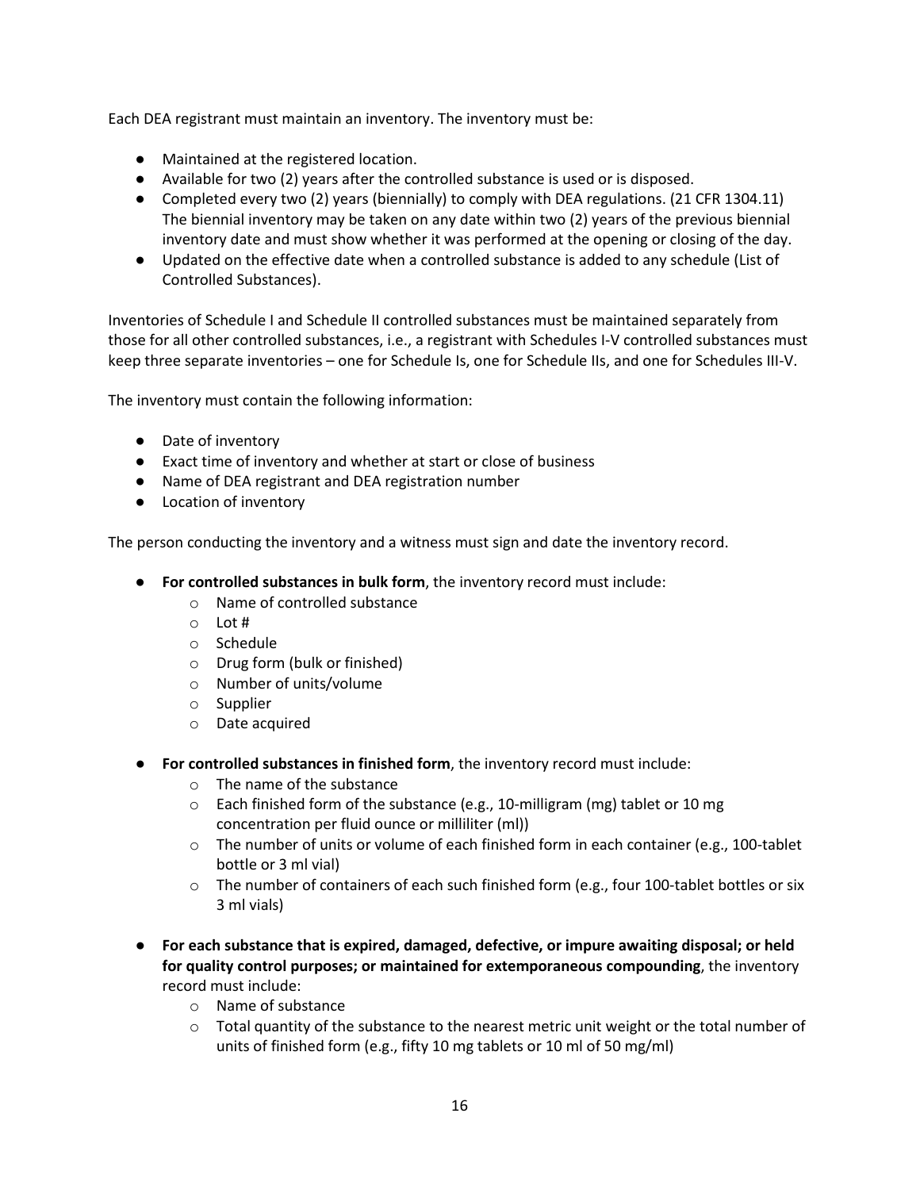Each DEA registrant must maintain an inventory. The inventory must be:

- Maintained at the registered location.
- Available for two (2) years after the controlled substance is used or is disposed.
- Completed every two (2) years (biennially) to comply with DEA regulations. (21 CFR 1304.11) The biennial inventory may be taken on any date within two (2) years of the previous biennial inventory date and must show whether it was performed at the opening or closing of the day.
- Updated on the effective date when a controlled substance is added to any schedule (List of Controlled Substances).

Inventories of Schedule I and Schedule II controlled substances must be maintained separately from those for all other controlled substances, i.e., a registrant with Schedules I-V controlled substances must keep three separate inventories – one for Schedule Is, one for Schedule IIs, and one for Schedules III-V.

The inventory must contain the following information:

- Date of inventory
- Exact time of inventory and whether at start or close of business
- Name of DEA registrant and DEA registration number
- Location of inventory

The person conducting the inventory and a witness must sign and date the inventory record.

- **For controlled substances in bulk form**, the inventory record must include:
  - Name of controlled substance
  - Lot #
  - Schedule
  - Drug form (bulk or finished)
  - Number of units/volume
  - Supplier
  - Date acquired
- **For controlled substances in finished form**, the inventory record must include:
  - The name of the substance
  - Each finished form of the substance (e.g., 10-milligram (mg) tablet or 10 mg concentration per fluid ounce or milliliter (ml))
  - The number of units or volume of each finished form in each container (e.g., 100-tablet bottle or 3 ml vial)
  - The number of containers of each such finished form (e.g., four 100-tablet bottles or six 3 ml vials)
- **For each substance that is expired, damaged, defective, or impure awaiting disposal; or held for quality control purposes; or maintained for extemporaneous compounding**, the inventory record must include:
  - Name of substance
  - Total quantity of the substance to the nearest metric unit weight or the total number of units of finished form (e.g., fifty 10 mg tablets or 10 ml of 50 mg/ml)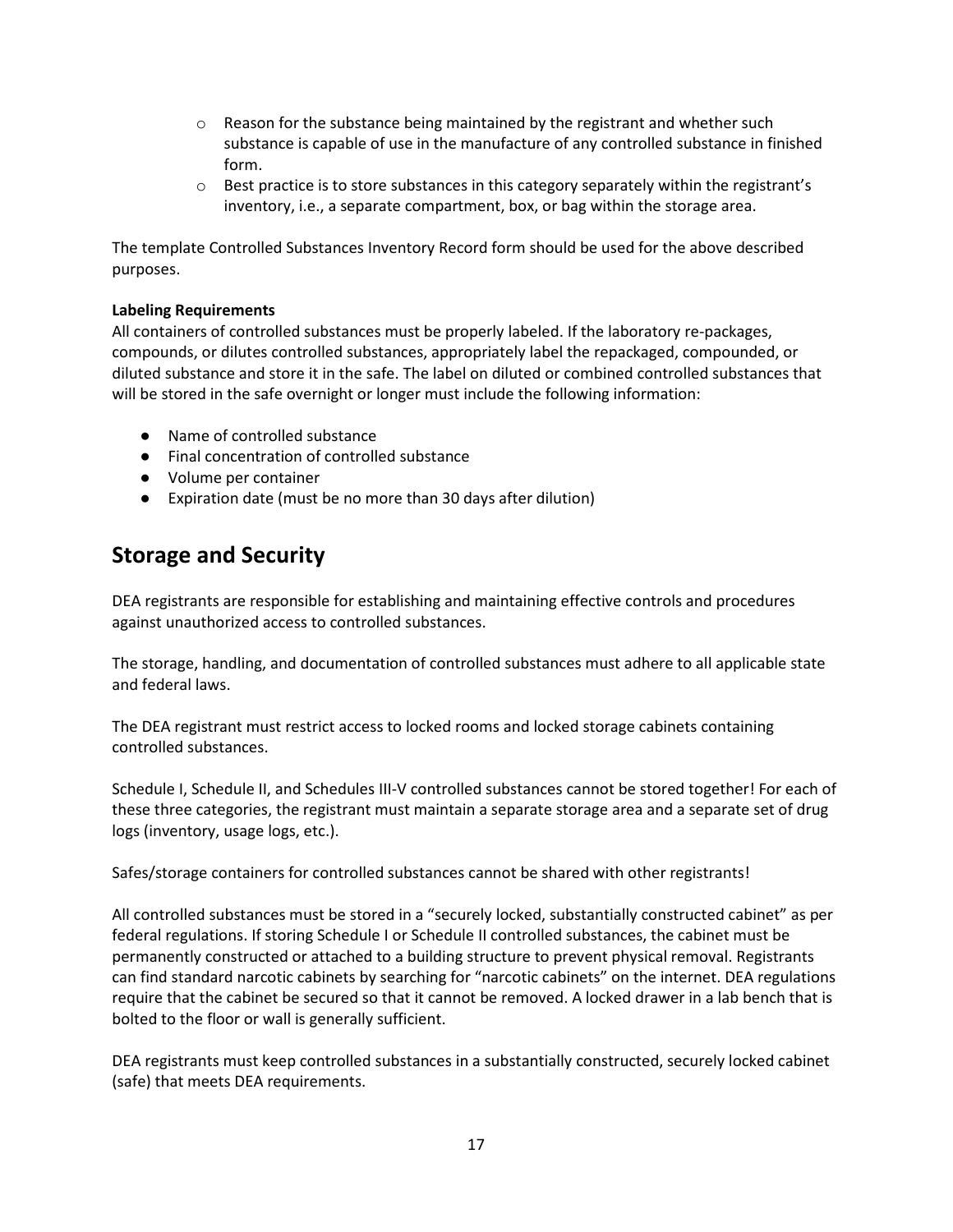- Reason for the substance being maintained by the registrant and whether such substance is capable of use in the manufacture of any controlled substance in finished form.
- Best practice is to store substances in this category separately within the registrant's inventory, i.e., a separate compartment, box, or bag within the storage area.

The template Controlled Substances Inventory Record form should be used for the above described purposes.

**Labeling Requirements**

All containers of controlled substances must be properly labeled. If the laboratory re-packages, compounds, or dilutes controlled substances, appropriately label the repackaged, compounded, or diluted substance and store it in the safe. The label on diluted or combined controlled substances that will be stored in the safe overnight or longer must include the following information:

- Name of controlled substance
- Final concentration of controlled substance
- Volume per container
- Expiration date (must be no more than 30 days after dilution)

## Storage and Security

DEA registrants are responsible for establishing and maintaining effective controls and procedures against unauthorized access to controlled substances.

The storage, handling, and documentation of controlled substances must adhere to all applicable state and federal laws.

The DEA registrant must restrict access to locked rooms and locked storage cabinets containing controlled substances.

Schedule I, Schedule II, and Schedules III-V controlled substances cannot be stored together! For each of these three categories, the registrant must maintain a separate storage area and a separate set of drug logs (inventory, usage logs, etc.).

Safes/storage containers for controlled substances cannot be shared with other registrants!

All controlled substances must be stored in a "securely locked, substantially constructed cabinet" as per federal regulations. If storing Schedule I or Schedule II controlled substances, the cabinet must be permanently constructed or attached to a building structure to prevent physical removal. Registrants can find standard narcotic cabinets by searching for "narcotic cabinets" on the internet. DEA regulations require that the cabinet be secured so that it cannot be removed. A locked drawer in a lab bench that is bolted to the floor or wall is generally sufficient.

DEA registrants must keep controlled substances in a substantially constructed, securely locked cabinet (safe) that meets DEA requirements.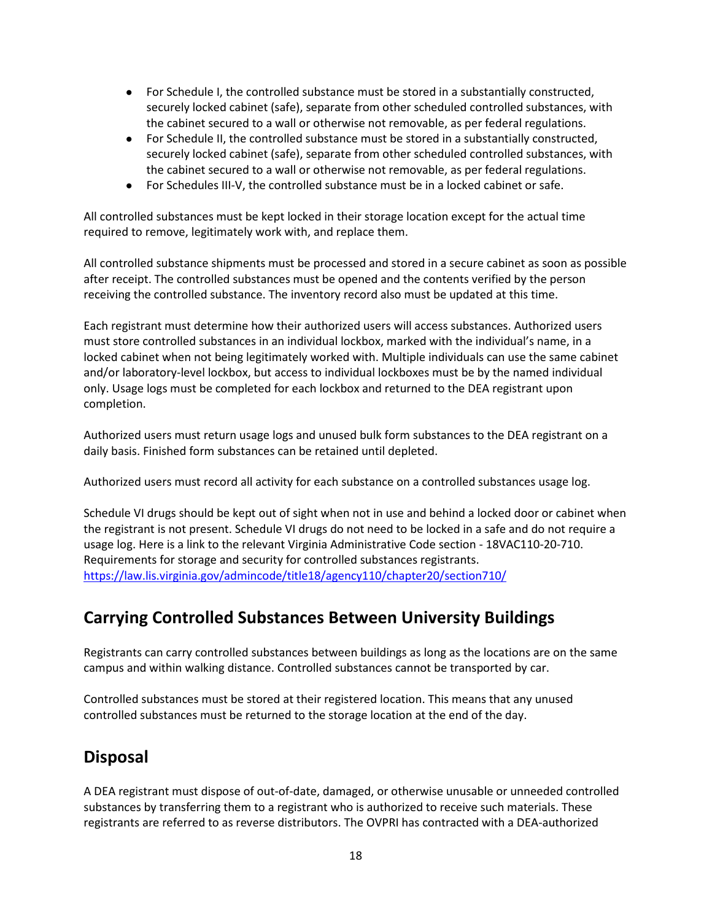- For Schedule I, the controlled substance must be stored in a substantially constructed, securely locked cabinet (safe), separate from other scheduled controlled substances, with the cabinet secured to a wall or otherwise not removable, as per federal regulations.
- For Schedule II, the controlled substance must be stored in a substantially constructed, securely locked cabinet (safe), separate from other scheduled controlled substances, with the cabinet secured to a wall or otherwise not removable, as per federal regulations.
- For Schedules III-V, the controlled substance must be in a locked cabinet or safe.

All controlled substances must be kept locked in their storage location except for the actual time required to remove, legitimately work with, and replace them.

All controlled substance shipments must be processed and stored in a secure cabinet as soon as possible after receipt. The controlled substances must be opened and the contents verified by the person receiving the controlled substance. The inventory record also must be updated at this time.

Each registrant must determine how their authorized users will access substances. Authorized users must store controlled substances in an individual lockbox, marked with the individual's name, in a locked cabinet when not being legitimately worked with. Multiple individuals can use the same cabinet and/or laboratory-level lockbox, but access to individual lockboxes must be by the named individual only. Usage logs must be completed for each lockbox and returned to the DEA registrant upon completion.

Authorized users must return usage logs and unused bulk form substances to the DEA registrant on a daily basis. Finished form substances can be retained until depleted.

Authorized users must record all activity for each substance on a controlled substances usage log.

Schedule VI drugs should be kept out of sight when not in use and behind a locked door or cabinet when the registrant is not present. Schedule VI drugs do not need to be locked in a safe and do not require a usage log. Here is a link to the relevant Virginia Administrative Code section - 18VAC110-20-710. Requirements for storage and security for controlled substances registrants. https://law.lis.virginia.gov/admincode/title18/agency110/chapter20/section710/

## Carrying Controlled Substances Between University Buildings

Registrants can carry controlled substances between buildings as long as the locations are on the same campus and within walking distance. Controlled substances cannot be transported by car.

Controlled substances must be stored at their registered location. This means that any unused controlled substances must be returned to the storage location at the end of the day.

## Disposal

A DEA registrant must dispose of out-of-date, damaged, or otherwise unusable or unneeded controlled substances by transferring them to a registrant who is authorized to receive such materials. These registrants are referred to as reverse distributors. The OVPRI has contracted with a DEA-authorized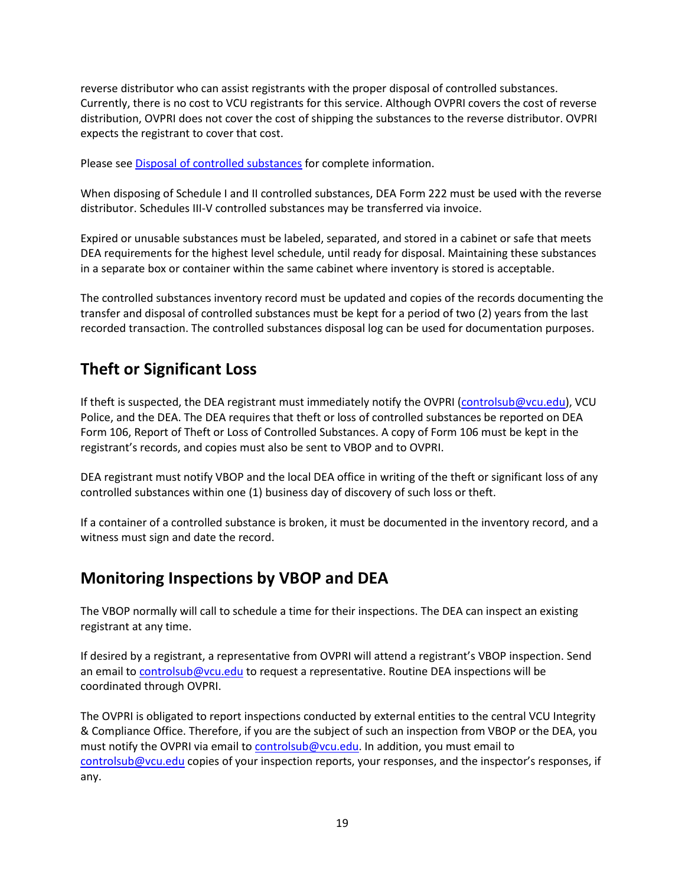reverse distributor who can assist registrants with the proper disposal of controlled substances. Currently, there is no cost to VCU registrants for this service. Although OVPRI covers the cost of reverse distribution, OVPRI does not cover the cost of shipping the substances to the reverse distributor. OVPRI expects the registrant to cover that cost.

Please see [Disposal of controlled substances]() for complete information.

When disposing of Schedule I and II controlled substances, DEA Form 222 must be used with the reverse distributor. Schedules III-V controlled substances may be transferred via invoice.

Expired or unusable substances must be labeled, separated, and stored in a cabinet or safe that meets DEA requirements for the highest level schedule, until ready for disposal. Maintaining these substances in a separate box or container within the same cabinet where inventory is stored is acceptable.

The controlled substances inventory record must be updated and copies of the records documenting the transfer and disposal of controlled substances must be kept for a period of two (2) years from the last recorded transaction. The controlled substances disposal log can be used for documentation purposes.

## Theft or Significant Loss

If theft is suspected, the DEA registrant must immediately notify the OVPRI (controlsub@vcu.edu), VCU Police, and the DEA. The DEA requires that theft or loss of controlled substances be reported on DEA Form 106, Report of Theft or Loss of Controlled Substances. A copy of Form 106 must be kept in the registrant's records, and copies must also be sent to VBOP and to OVPRI.

DEA registrant must notify VBOP and the local DEA office in writing of the theft or significant loss of any controlled substances within one (1) business day of discovery of such loss or theft.

If a container of a controlled substance is broken, it must be documented in the inventory record, and a witness must sign and date the record.

## Monitoring Inspections by VBOP and DEA

The VBOP normally will call to schedule a time for their inspections. The DEA can inspect an existing registrant at any time.

If desired by a registrant, a representative from OVPRI will attend a registrant's VBOP inspection. Send an email to controlsub@vcu.edu to request a representative. Routine DEA inspections will be coordinated through OVPRI.

The OVPRI is obligated to report inspections conducted by external entities to the central VCU Integrity & Compliance Office. Therefore, if you are the subject of such an inspection from VBOP or the DEA, you must notify the OVPRI via email to controlsub@vcu.edu. In addition, you must email to controlsub@vcu.edu copies of your inspection reports, your responses, and the inspector's responses, if any.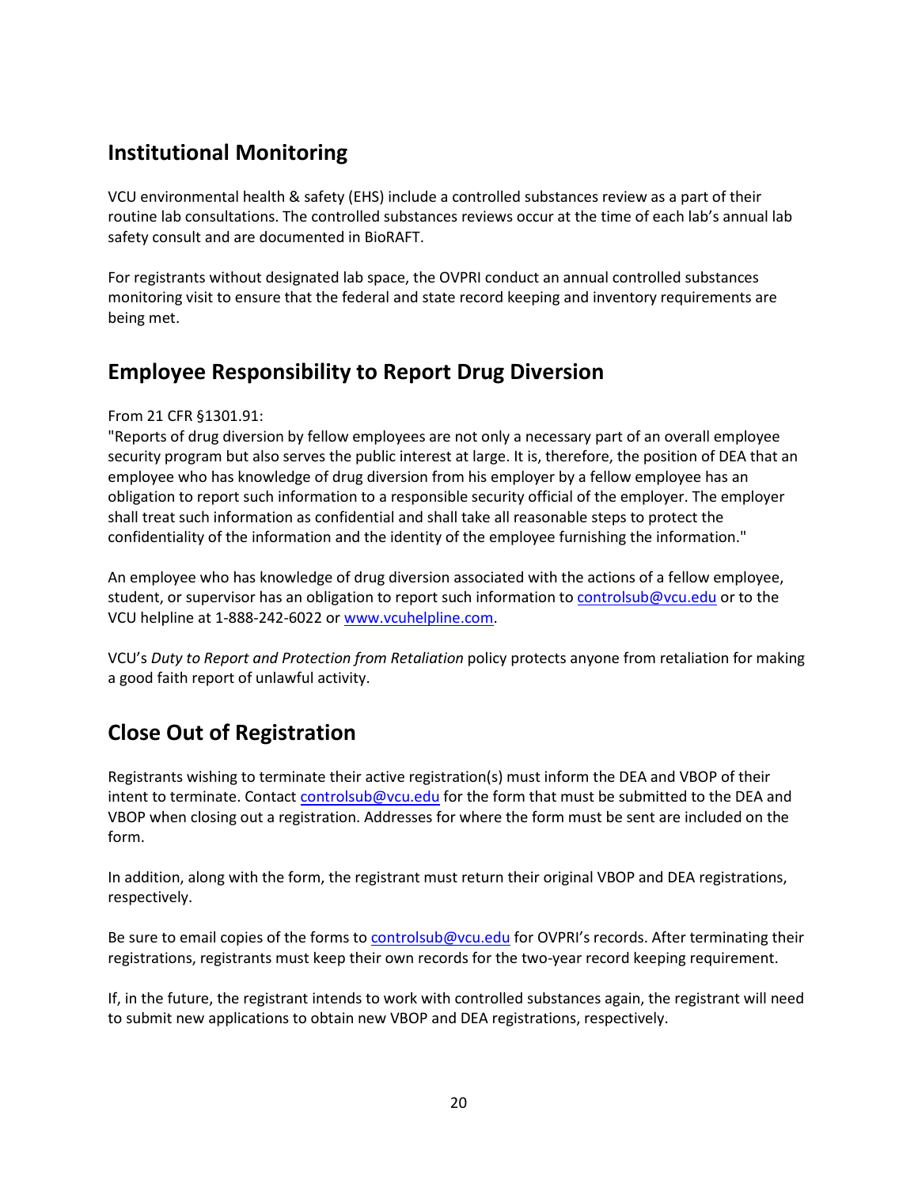## Institutional Monitoring

VCU environmental health & safety (EHS) include a controlled substances review as a part of their routine lab consultations. The controlled substances reviews occur at the time of each lab's annual lab safety consult and are documented in BioRAFT.

For registrants without designated lab space, the OVPRI conduct an annual controlled substances monitoring visit to ensure that the federal and state record keeping and inventory requirements are being met.

## Employee Responsibility to Report Drug Diversion

From 21 CFR §1301.91:
"Reports of drug diversion by fellow employees are not only a necessary part of an overall employee security program but also serves the public interest at large. It is, therefore, the position of DEA that an employee who has knowledge of drug diversion from his employer by a fellow employee has an obligation to report such information to a responsible security official of the employer. The employer shall treat such information as confidential and shall take all reasonable steps to protect the confidentiality of the information and the identity of the employee furnishing the information."

An employee who has knowledge of drug diversion associated with the actions of a fellow employee, student, or supervisor has an obligation to report such information to [controlsub@vcu.edu](mailto:controlsub@vcu.edu) or to the VCU helpline at 1-888-242-6022 or [www.vcuhelpline.com](http://www.vcuhelpline.com).

VCU's *Duty to Report and Protection from Retaliation* policy protects anyone from retaliation for making a good faith report of unlawful activity.

## Close Out of Registration

Registrants wishing to terminate their active registration(s) must inform the DEA and VBOP of their intent to terminate. Contact [controlsub@vcu.edu](mailto:controlsub@vcu.edu) for the form that must be submitted to the DEA and VBOP when closing out a registration. Addresses for where the form must be sent are included on the form.

In addition, along with the form, the registrant must return their original VBOP and DEA registrations, respectively.

Be sure to email copies of the forms to [controlsub@vcu.edu](mailto:controlsub@vcu.edu) for OVPRI's records. After terminating their registrations, registrants must keep their own records for the two-year record keeping requirement.

If, in the future, the registrant intends to work with controlled substances again, the registrant will need to submit new applications to obtain new VBOP and DEA registrations, respectively.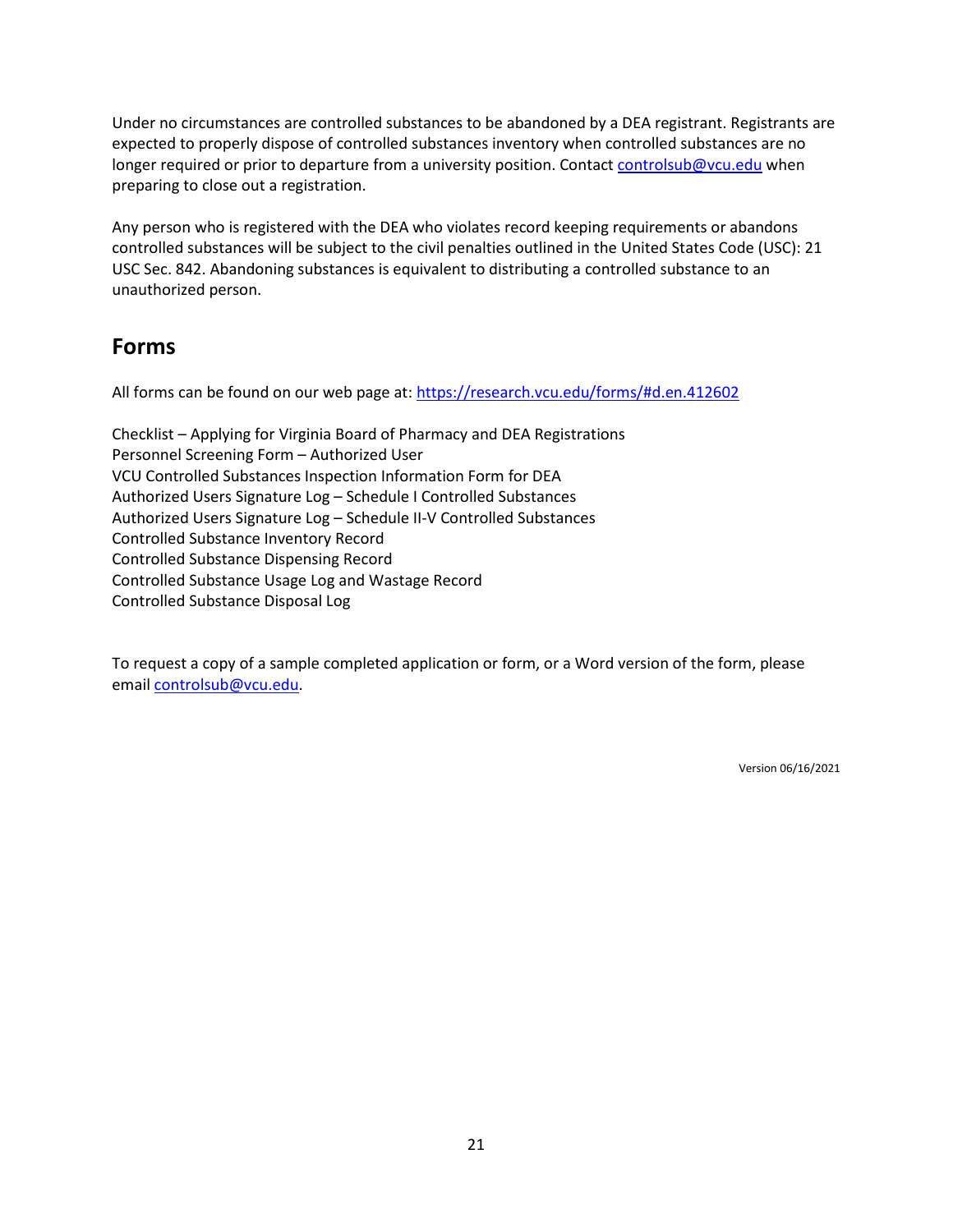Under no circumstances are controlled substances to be abandoned by a DEA registrant. Registrants are expected to properly dispose of controlled substances inventory when controlled substances are no longer required or prior to departure from a university position. Contact controlsub@vcu.edu when preparing to close out a registration.

Any person who is registered with the DEA who violates record keeping requirements or abandons controlled substances will be subject to the civil penalties outlined in the United States Code (USC): 21 USC Sec. 842. Abandoning substances is equivalent to distributing a controlled substance to an unauthorized person.

## Forms

All forms can be found on our web page at: https://research.vcu.edu/forms/#d.en.412602

Checklist – Applying for Virginia Board of Pharmacy and DEA Registrations
Personnel Screening Form – Authorized User
VCU Controlled Substances Inspection Information Form for DEA
Authorized Users Signature Log – Schedule I Controlled Substances
Authorized Users Signature Log – Schedule II-V Controlled Substances
Controlled Substance Inventory Record
Controlled Substance Dispensing Record
Controlled Substance Usage Log and Wastage Record
Controlled Substance Disposal Log

To request a copy of a sample completed application or form, or a Word version of the form, please email controlsub@vcu.edu.

Version 06/16/2021